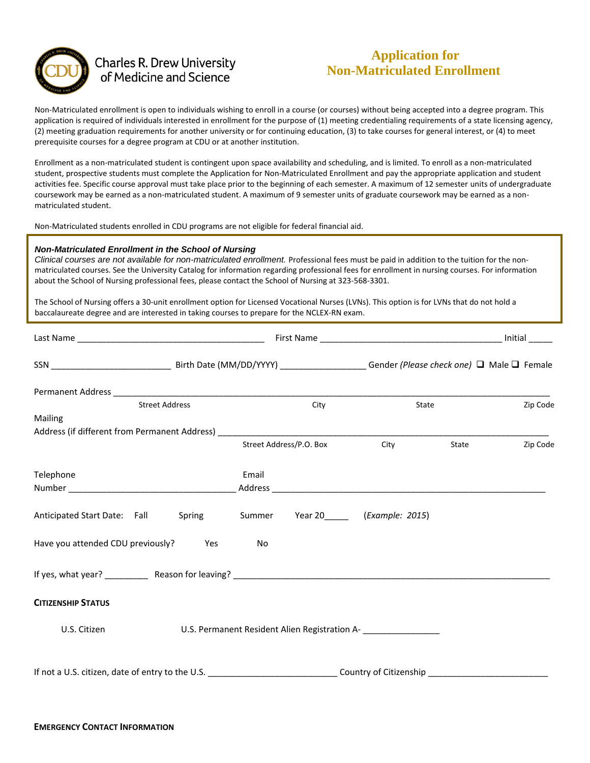Charles R. Drew University of Medicine and Science

# Application for Non-Matriculated Enrollment

Non-Matriculated enrollment is open to individuals wishing to enroll in a course (or courses) without being accepted into a degree program. This application is required of individuals interested in enrollment for the purpose of (1) meeting credentialing requirements of a state licensing agency, (2) meeting graduation requirements for another university or for continuing education, (3) to take courses for general interest, or (4) to meet prerequisite courses for a degree program at CDU or at another institution.

Enrollment as a non-matriculated student is contingent upon space availability and scheduling, and is limited. To enroll as a non-matriculated student, prospective students must complete the Application for Non-Matriculated Enrollment and pay the appropriate application and student activities fee. Specific course approval must take place prior to the beginning of each semester. A maximum of 12 semester units of undergraduate coursework may be earned as a non-matriculated student. A maximum of 9 semester units of graduate coursework may be earned as a non-matriculated student.

Non-Matriculated students enrolled in CDU programs are not eligible for federal financial aid.

***Non-Matriculated Enrollment in the School of Nursing***
*Clinical courses are not available for non-matriculated enrollment.* Professional fees must be paid in addition to the tuition for the non-matriculated courses. See the University Catalog for information regarding professional fees for enrollment in nursing courses. For information about the School of Nursing professional fees, please contact the School of Nursing at 323-568-3301.

The School of Nursing offers a 30-unit enrollment option for Licensed Vocational Nurses (LVNs). This option is for LVNs that do not hold a baccalaureate degree and are interested in taking courses to prepare for the NCLEX-RN exam.

Last Name ________________________________________ First Name ______________________________________ Initial _____

SSN _________________________ Birth Date (MM/DD/YYYY) __________________ Gender *(Please check one)* ❑ Male ❑ Female

Permanent Address ____________________________________________________________________________________
Street Address City State Zip Code

Mailing Address (if different from Permanent Address) ______________________________________________________
Street Address/P.O. Box City State Zip Code

Telephone Number ___________________________________ Email Address ______________________________________________________________

Anticipated Start Date: Fall Spring Summer Year 20_____ (*Example: 2015*)

Have you attended CDU previously? Yes No

If yes, what year? _________ Reason for leaving? _____________________________________________________________________

**CITIZENSHIP STATUS**

U.S. Citizen U.S. Permanent Resident Alien Registration A- ________________

If not a U.S. citizen, date of entry to the U.S. ___________________________ Country of Citizenship _________________________

**EMERGENCY CONTACT INFORMATION**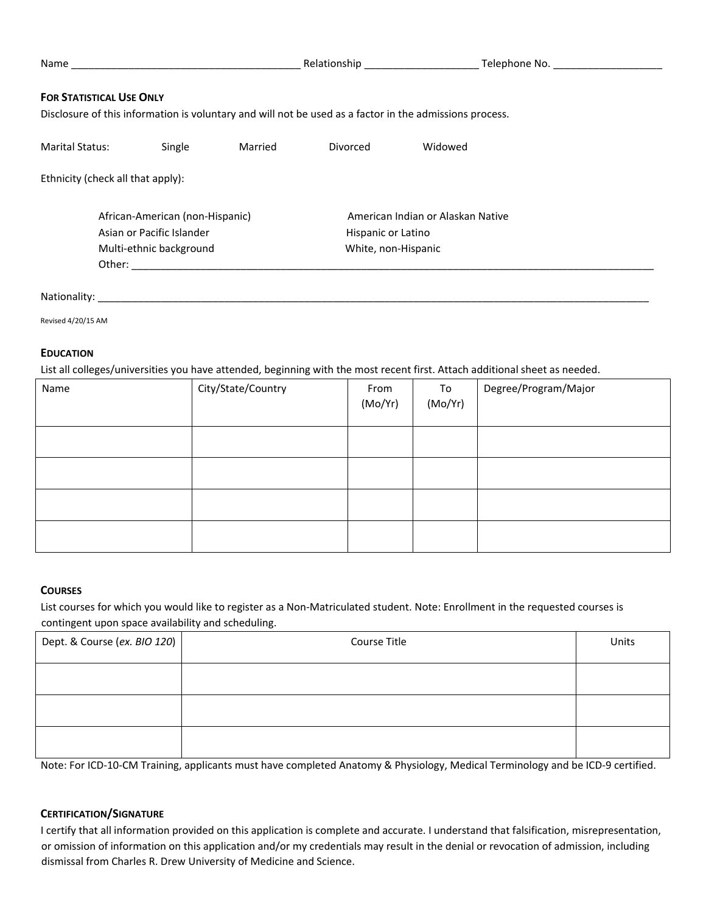Name _______________________________________ Relationship ____________________ Telephone No. ___________________

**FOR STATISTICAL USE ONLY**

Disclosure of this information is voluntary and will not be used as a factor in the admissions process.

Marital Status: Single Married Divorced Widowed

Ethnicity (check all that apply):

African-American (non-Hispanic)
American Indian or Alaskan Native
Asian or Pacific Islander
Hispanic or Latino
Multi-ethnic background
White, non-Hispanic
Other: ______________________________________________________________________________________________

Nationality: __________________________________________________________________________________________________

Revised 4/20/15 AM

**EDUCATION**

List all colleges/universities you have attended, beginning with the most recent first. Attach additional sheet as needed.

| Name | City/State/Country | From (Mo/Yr) | To (Mo/Yr) | Degree/Program/Major |
|---|---|---|---|---|
| | | | | |
| | | | | |
| | | | | |
| | | | | |

**COURSES**

List courses for which you would like to register as a Non-Matriculated student. Note: Enrollment in the requested courses is contingent upon space availability and scheduling.

| Dept. & Course (*ex. BIO 120*) | Course Title | Units |
|---|---|---|
| | | |
| | | |
| | | |

Note: For ICD-10-CM Training, applicants must have completed Anatomy & Physiology, Medical Terminology and be ICD-9 certified.

**CERTIFICATION/SIGNATURE**

I certify that all information provided on this application is complete and accurate. I understand that falsification, misrepresentation, or omission of information on this application and/or my credentials may result in the denial or revocation of admission, including dismissal from Charles R. Drew University of Medicine and Science.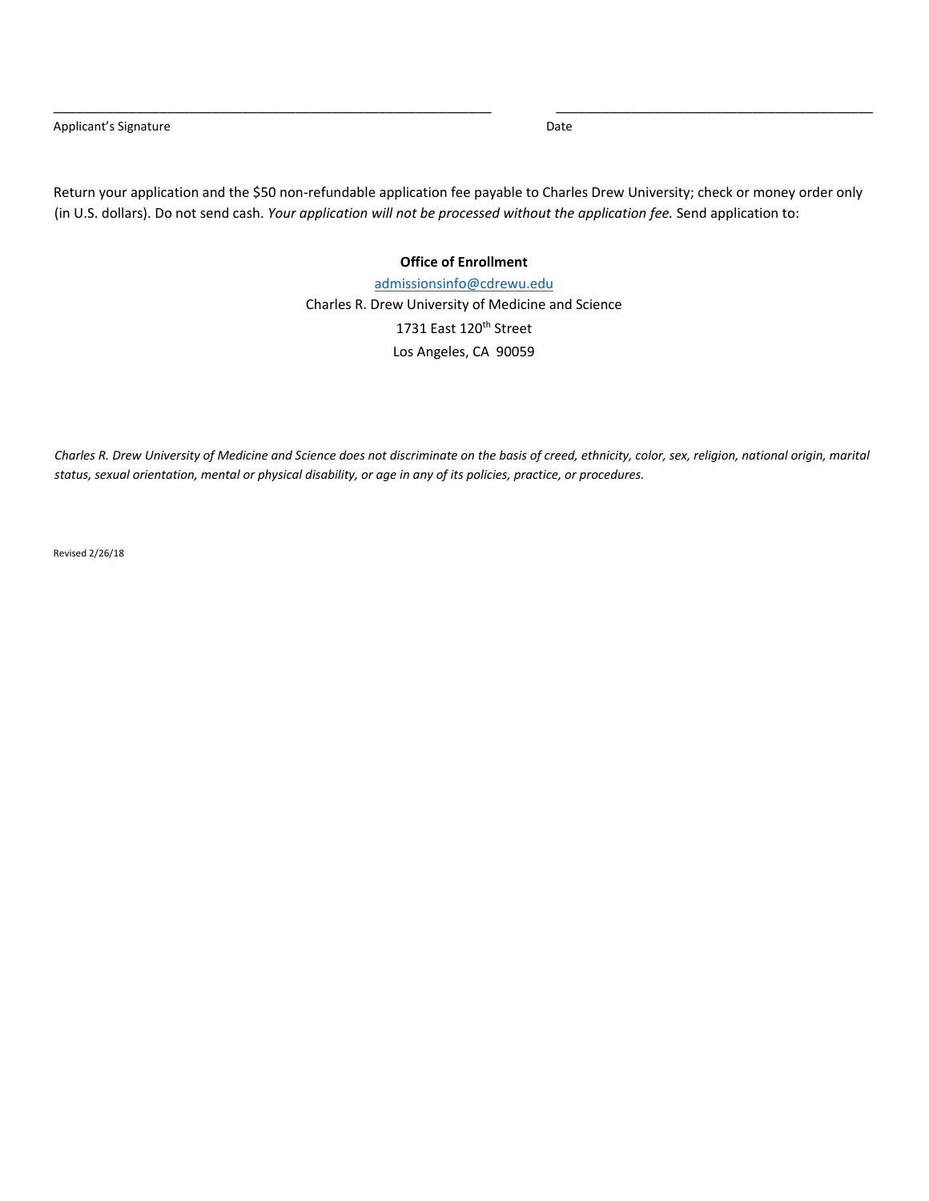\_\_\_\_\_\_\_\_\_\_\_\_\_\_\_\_\_\_\_\_\_\_\_\_\_\_\_\_\_\_\_\_\_\_\_\_\_\_\_\_\_\_\_\_\_\_\_\_ \_\_\_\_\_\_\_\_\_\_\_\_\_\_\_\_\_\_\_\_\_\_\_\_\_\_\_\_\_\_\_\_\_\_\_\_

Applicant's Signature Date

Return your application and the $50 non-refundable application fee payable to Charles Drew University; check or money order only (in U.S. dollars). Do not send cash. *Your application will not be processed without the application fee.* Send application to:

**Office of Enrollment**

admissionsinfo@cdrewu.edu

Charles R. Drew University of Medicine and Science

1731 East 120th Street

Los Angeles, CA 90059

*Charles R. Drew University of Medicine and Science does not discriminate on the basis of creed, ethnicity, color, sex, religion, national origin, marital status, sexual orientation, mental or physical disability, or age in any of its policies, practice, or procedures.*

Revised 2/26/18